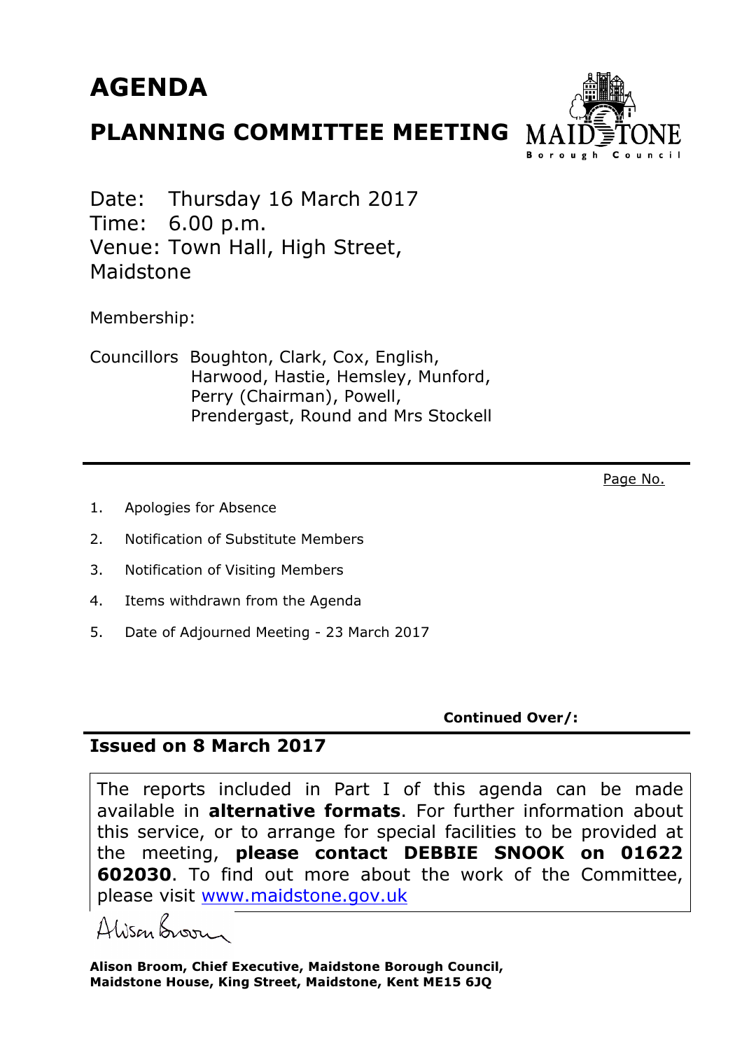# AGENDA

## PLANNING COMMITTEE MEETING

MAIDSTONE Borough Council

Date: Thursday 16 March 2017
Time: 6.00 p.m.
Venue: Town Hall, High Street, Maidstone

Membership:

Councillors Boughton, Clark, Cox, English, Harwood, Hastie, Hemsley, Munford, Perry (Chairman), Powell, Prendergast, Round and Mrs Stockell

Page No.

1. Apologies for Absence
2. Notification of Substitute Members
3. Notification of Visiting Members
4. Items withdrawn from the Agenda
5. Date of Adjourned Meeting - 23 March 2017

**Continued Over/:**

**Issued on 8 March 2017**

The reports included in Part I of this agenda can be made available in **alternative formats**. For further information about this service, or to arrange for special facilities to be provided at the meeting, **please contact DEBBIE SNOOK on 01622 602030**. To find out more about the work of the Committee, please visit www.maidstone.gov.uk

Alison Broom

**Alison Broom, Chief Executive, Maidstone Borough Council, Maidstone House, King Street, Maidstone, Kent ME15 6JQ**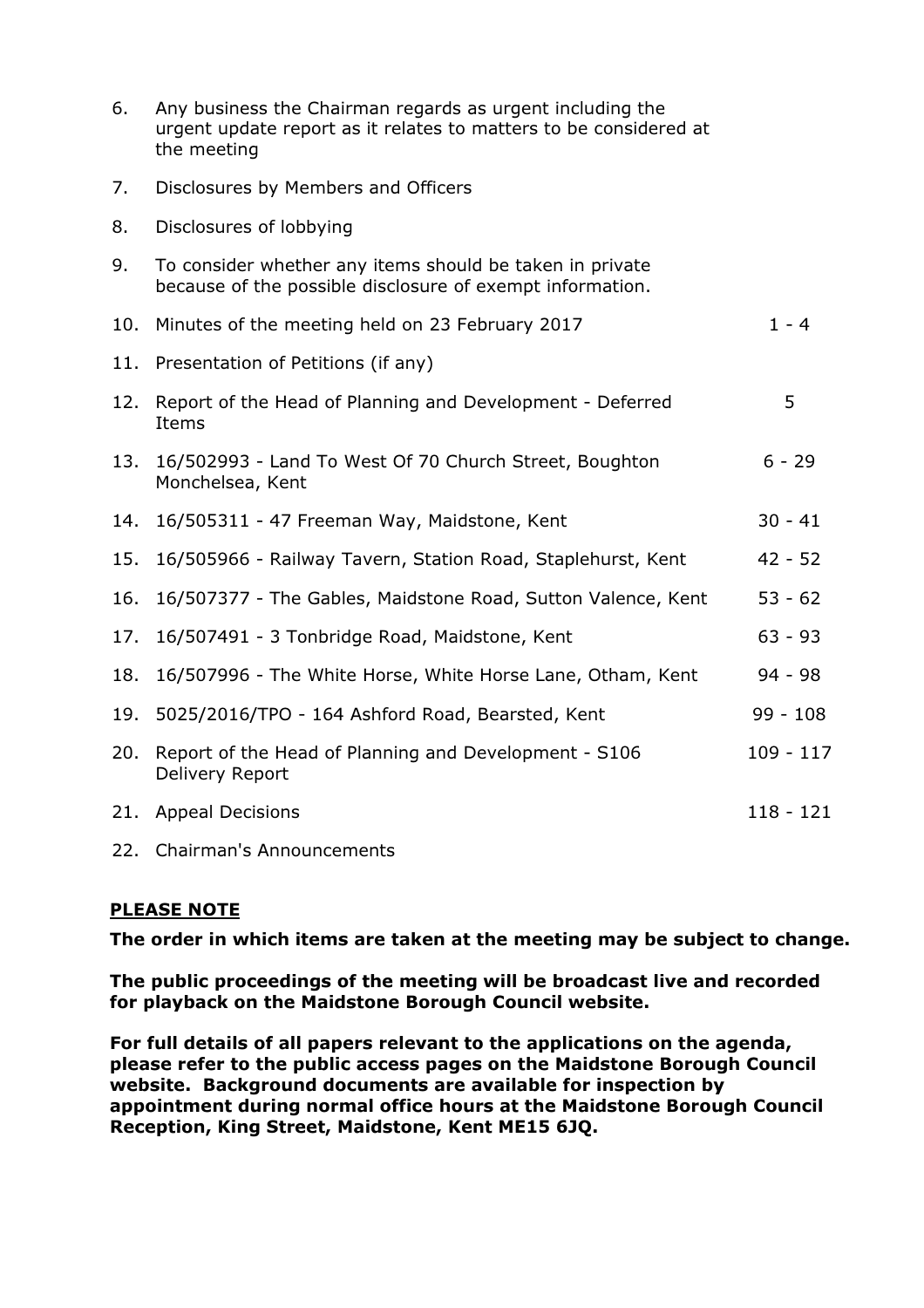| | | |
|---|---|---|
| 6. | Any business the Chairman regards as urgent including the urgent update report as it relates to matters to be considered at the meeting | |
| 7. | Disclosures by Members and Officers | |
| 8. | Disclosures of lobbying | |
| 9. | To consider whether any items should be taken in private because of the possible disclosure of exempt information. | |
| 10. | Minutes of the meeting held on 23 February 2017 | 1 - 4 |
| 11. | Presentation of Petitions (if any) | |
| 12. | Report of the Head of Planning and Development - Deferred Items | 5 |
| 13. | 16/502993 - Land To West Of 70 Church Street, Boughton Monchelsea, Kent | 6 - 29 |
| 14. | 16/505311 - 47 Freeman Way, Maidstone, Kent | 30 - 41 |
| 15. | 16/505966 - Railway Tavern, Station Road, Staplehurst, Kent | 42 - 52 |
| 16. | 16/507377 - The Gables, Maidstone Road, Sutton Valence, Kent | 53 - 62 |
| 17. | 16/507491 - 3 Tonbridge Road, Maidstone, Kent | 63 - 93 |
| 18. | 16/507996 - The White Horse, White Horse Lane, Otham, Kent | 94 - 98 |
| 19. | 5025/2016/TPO - 164 Ashford Road, Bearsted, Kent | 99 - 108 |
| 20. | Report of the Head of Planning and Development - S106 Delivery Report | 109 - 117 |
| 21. | Appeal Decisions | 118 - 121 |
| 22. | Chairman's Announcements | |

**PLEASE NOTE**

**The order in which items are taken at the meeting may be subject to change.**

**The public proceedings of the meeting will be broadcast live and recorded for playback on the Maidstone Borough Council website.**

**For full details of all papers relevant to the applications on the agenda, please refer to the public access pages on the Maidstone Borough Council website. Background documents are available for inspection by appointment during normal office hours at the Maidstone Borough Council Reception, King Street, Maidstone, Kent ME15 6JQ.**